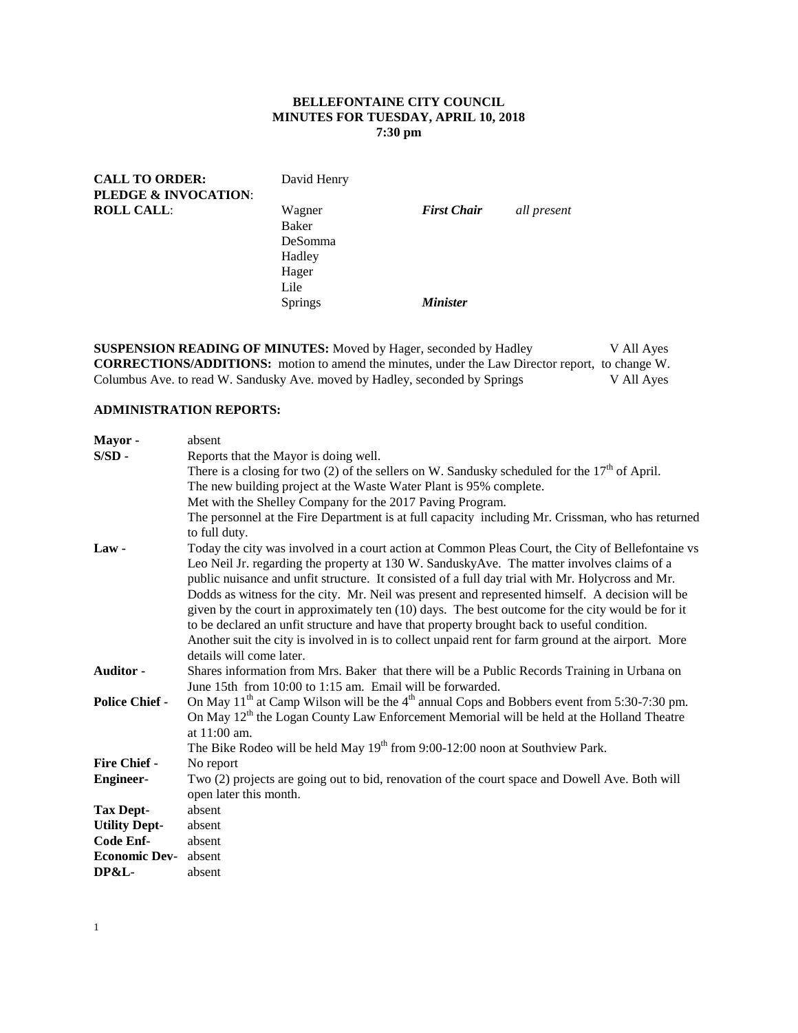**BELLEFONTAINE CITY COUNCIL**
**MINUTES FOR TUESDAY, APRIL 10, 2018**
**7:30 pm**

| | | | |
|---|---|---|---|
| **CALL TO ORDER:** | David Henry | | |
| **PLEDGE & INVOCATION**: | | | |
| **ROLL CALL**: | Wagner | ***First Chair*** | *all present* |
| | Baker | | |
| | DeSomma | | |
| | Hadley | | |
| | Hager | | |
| | Lile | | |
| | Springs | ***Minister*** | |

**SUSPENSION READING OF MINUTES:** Moved by Hager, seconded by Hadley V All Ayes
**CORRECTIONS/ADDITIONS:** motion to amend the minutes, under the Law Director report, to change W. Columbus Ave. to read W. Sandusky Ave. moved by Hadley, seconded by Springs V All Ayes

**ADMINISTRATION REPORTS:**

**Mayor -** absent

**S/SD -** Reports that the Mayor is doing well.
There is a closing for two (2) of the sellers on W. Sandusky scheduled for the 17th of April.
The new building project at the Waste Water Plant is 95% complete.
Met with the Shelley Company for the 2017 Paving Program.
The personnel at the Fire Department is at full capacity including Mr. Crissman, who has returned to full duty.

**Law -** Today the city was involved in a court action at Common Pleas Court, the City of Bellefontaine vs Leo Neil Jr. regarding the property at 130 W. SanduskyAve. The matter involves claims of a public nuisance and unfit structure. It consisted of a full day trial with Mr. Holycross and Mr. Dodds as witness for the city. Mr. Neil was present and represented himself. A decision will be given by the court in approximately ten (10) days. The best outcome for the city would be for it to be declared an unfit structure and have that property brought back to useful condition.
Another suit the city is involved in is to collect unpaid rent for farm ground at the airport. More details will come later.

**Auditor -** Shares information from Mrs. Baker that there will be a Public Records Training in Urbana on June 15th from 10:00 to 1:15 am. Email will be forwarded.

**Police Chief -** On May 11th at Camp Wilson will be the 4th annual Cops and Bobbers event from 5:30-7:30 pm.
On May 12th the Logan County Law Enforcement Memorial will be held at the Holland Theatre at 11:00 am.
The Bike Rodeo will be held May 19th from 9:00-12:00 noon at Southview Park.

**Fire Chief -** No report

**Engineer-** Two (2) projects are going out to bid, renovation of the court space and Dowell Ave. Both will open later this month.

**Tax Dept-** absent

**Utility Dept-** absent

**Code Enf-** absent

**Economic Dev-** absent

**DP&L-** absent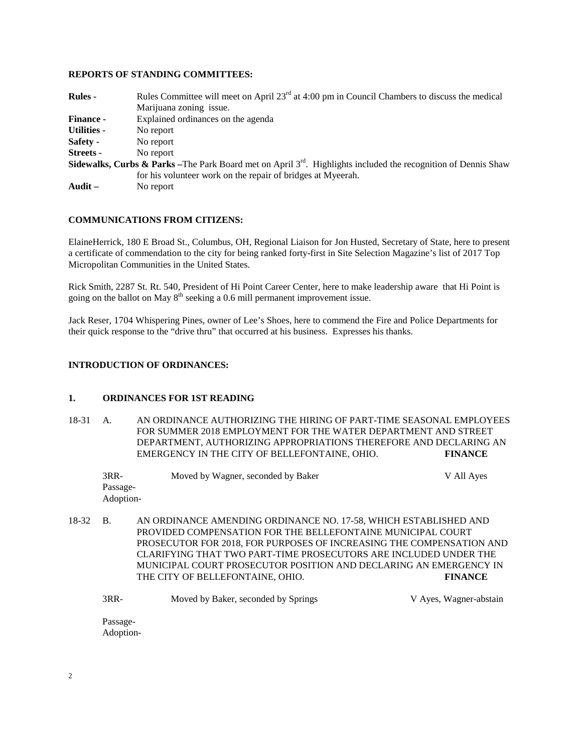**REPORTS OF STANDING COMMITTEES:**

**Rules -** Rules Committee will meet on April 23rd at 4:00 pm in Council Chambers to discuss the medical Marijuana zoning issue.

**Finance -** Explained ordinances on the agenda

**Utilities -** No report

**Safety -** No report

**Streets -** No report

**Sidewalks, Curbs & Parks –**The Park Board met on April 3rd. Highlights included the recognition of Dennis Shaw for his volunteer work on the repair of bridges at Myeerah.

**Audit –** No report

**COMMUNICATIONS FROM CITIZENS:**

ElaineHerrick, 180 E Broad St., Columbus, OH, Regional Liaison for Jon Husted, Secretary of State, here to present a certificate of commendation to the city for being ranked forty-first in Site Selection Magazine's list of 2017 Top Micropolitan Communities in the United States.

Rick Smith, 2287 St. Rt. 540, President of Hi Point Career Center, here to make leadership aware that Hi Point is going on the ballot on May 8th seeking a 0.6 mill permanent improvement issue.

Jack Reser, 1704 Whispering Pines, owner of Lee's Shoes, here to commend the Fire and Police Departments for their quick response to the "drive thru" that occurred at his business. Expresses his thanks.

**INTRODUCTION OF ORDINANCES:**

**1. ORDINANCES FOR 1ST READING**

18-31 A. AN ORDINANCE AUTHORIZING THE HIRING OF PART-TIME SEASONAL EMPLOYEES FOR SUMMER 2018 EMPLOYMENT FOR THE WATER DEPARTMENT AND STREET DEPARTMENT, AUTHORIZING APPROPRIATIONS THEREFORE AND DECLARING AN EMERGENCY IN THE CITY OF BELLEFONTAINE, OHIO. **FINANCE**

3RR- Moved by Wagner, seconded by Baker V All Ayes

Passage-

Adoption-

18-32 B. AN ORDINANCE AMENDING ORDINANCE NO. 17-58, WHICH ESTABLISHED AND PROVIDED COMPENSATION FOR THE BELLEFONTAINE MUNICIPAL COURT PROSECUTOR FOR 2018, FOR PURPOSES OF INCREASING THE COMPENSATION AND CLARIFYING THAT TWO PART-TIME PROSECUTORS ARE INCLUDED UNDER THE MUNICIPAL COURT PROSECUTOR POSITION AND DECLARING AN EMERGENCY IN THE CITY OF BELLEFONTAINE, OHIO. **FINANCE**

3RR- Moved by Baker, seconded by Springs V Ayes, Wagner-abstain

Passage-

Adoption-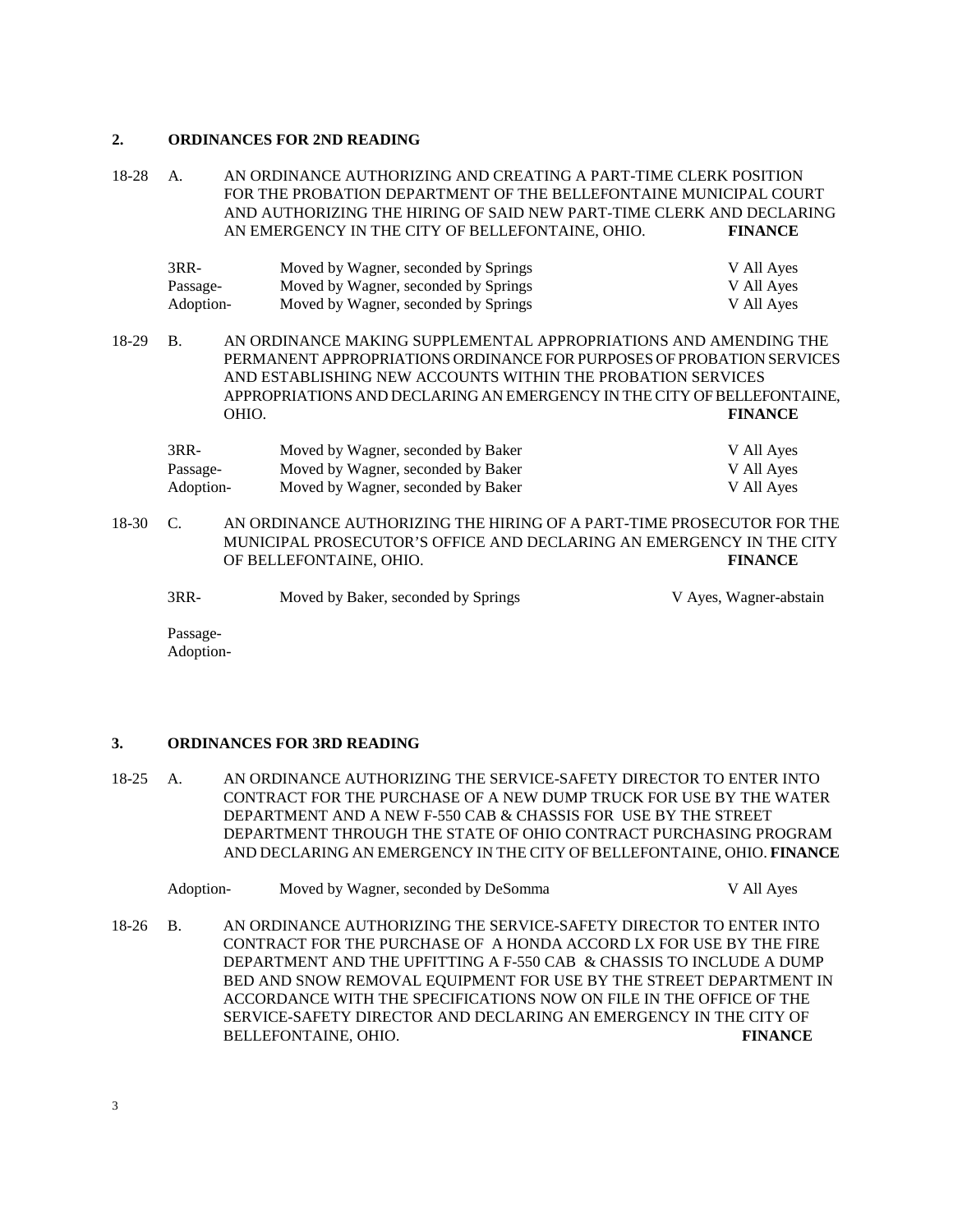## 2. ORDINANCES FOR 2ND READING

18-28 A. AN ORDINANCE AUTHORIZING AND CREATING A PART-TIME CLERK POSITION FOR THE PROBATION DEPARTMENT OF THE BELLEFONTAINE MUNICIPAL COURT AND AUTHORIZING THE HIRING OF SAID NEW PART-TIME CLERK AND DECLARING AN EMERGENCY IN THE CITY OF BELLEFONTAINE, OHIO. **FINANCE**

| | | |
|---|---|---|
| 3RR- | Moved by Wagner, seconded by Springs | V All Ayes |
| Passage- | Moved by Wagner, seconded by Springs | V All Ayes |
| Adoption- | Moved by Wagner, seconded by Springs | V All Ayes |

18-29 B. AN ORDINANCE MAKING SUPPLEMENTAL APPROPRIATIONS AND AMENDING THE PERMANENT APPROPRIATIONS ORDINANCE FOR PURPOSES OF PROBATION SERVICES AND ESTABLISHING NEW ACCOUNTS WITHIN THE PROBATION SERVICES APPROPRIATIONS AND DECLARING AN EMERGENCY IN THE CITY OF BELLEFONTAINE, OHIO. **FINANCE**

| | | |
|---|---|---|
| 3RR- | Moved by Wagner, seconded by Baker | V All Ayes |
| Passage- | Moved by Wagner, seconded by Baker | V All Ayes |
| Adoption- | Moved by Wagner, seconded by Baker | V All Ayes |

18-30 C. AN ORDINANCE AUTHORIZING THE HIRING OF A PART-TIME PROSECUTOR FOR THE MUNICIPAL PROSECUTOR'S OFFICE AND DECLARING AN EMERGENCY IN THE CITY OF BELLEFONTAINE, OHIO. **FINANCE**

| | | |
|---|---|---|
| 3RR- | Moved by Baker, seconded by Springs | V Ayes, Wagner-abstain |
| Passage- | | |
| Adoption- | | |

## 3. ORDINANCES FOR 3RD READING

18-25 A. AN ORDINANCE AUTHORIZING THE SERVICE-SAFETY DIRECTOR TO ENTER INTO CONTRACT FOR THE PURCHASE OF A NEW DUMP TRUCK FOR USE BY THE WATER DEPARTMENT AND A NEW F-550 CAB & CHASSIS FOR USE BY THE STREET DEPARTMENT THROUGH THE STATE OF OHIO CONTRACT PURCHASING PROGRAM AND DECLARING AN EMERGENCY IN THE CITY OF BELLEFONTAINE, OHIO. **FINANCE**

| | | |
|---|---|---|
| Adoption- | Moved by Wagner, seconded by DeSomma | V All Ayes |

18-26 B. AN ORDINANCE AUTHORIZING THE SERVICE-SAFETY DIRECTOR TO ENTER INTO CONTRACT FOR THE PURCHASE OF A HONDA ACCORD LX FOR USE BY THE FIRE DEPARTMENT AND THE UPFITTING A F-550 CAB & CHASSIS TO INCLUDE A DUMP BED AND SNOW REMOVAL EQUIPMENT FOR USE BY THE STREET DEPARTMENT IN ACCORDANCE WITH THE SPECIFICATIONS NOW ON FILE IN THE OFFICE OF THE SERVICE-SAFETY DIRECTOR AND DECLARING AN EMERGENCY IN THE CITY OF BELLEFONTAINE, OHIO. **FINANCE**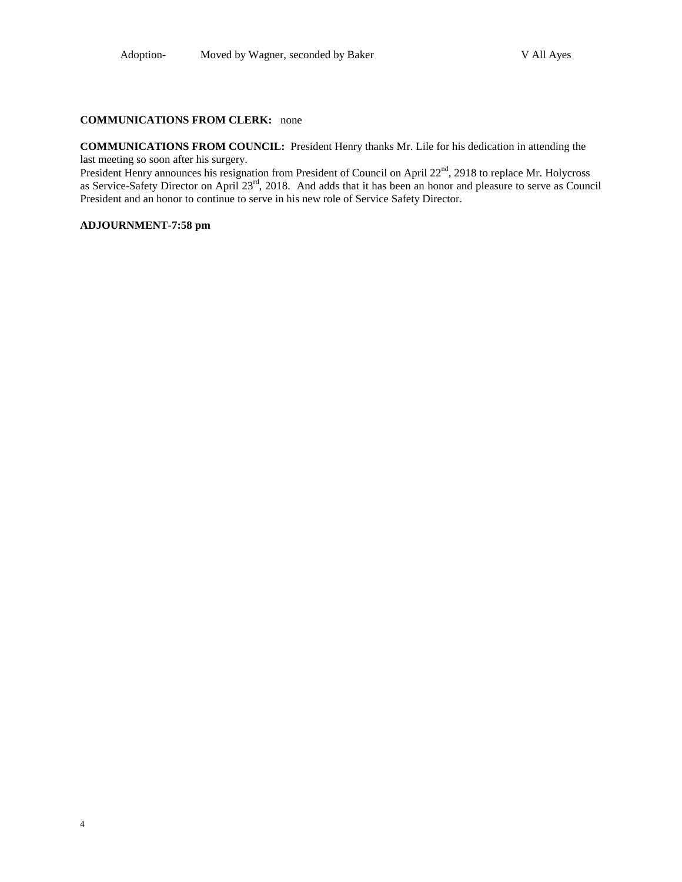Adoption- Moved by Wagner, seconded by Baker V All Ayes

**COMMUNICATIONS FROM CLERK:** none

**COMMUNICATIONS FROM COUNCIL:** President Henry thanks Mr. Lile for his dedication in attending the last meeting so soon after his surgery.
President Henry announces his resignation from President of Council on April 22nd, 2918 to replace Mr. Holycross as Service-Safety Director on April 23rd, 2018. And adds that it has been an honor and pleasure to serve as Council President and an honor to continue to serve in his new role of Service Safety Director.

**ADJOURNMENT-7:58 pm**